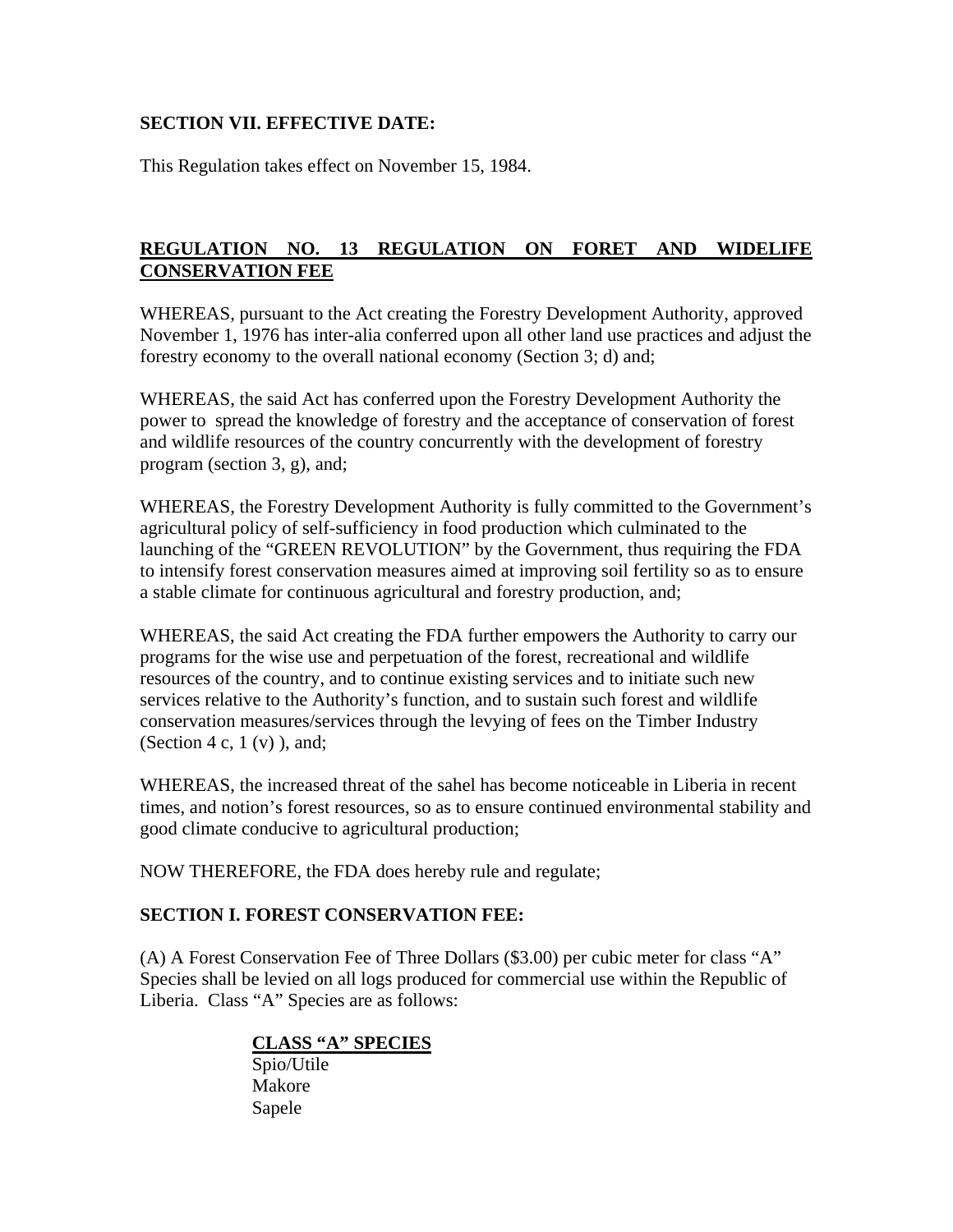**SECTION VII. EFFECTIVE DATE:**

This Regulation takes effect on November 15, 1984.

## REGULATION NO. 13 REGULATION ON FORET AND WIDELIFE CONSERVATION FEE

WHEREAS, pursuant to the Act creating the Forestry Development Authority, approved November 1, 1976 has inter-alia conferred upon all other land use practices and adjust the forestry economy to the overall national economy (Section 3; d) and;

WHEREAS, the said Act has conferred upon the Forestry Development Authority the power to spread the knowledge of forestry and the acceptance of conservation of forest and wildlife resources of the country concurrently with the development of forestry program (section 3, g), and;

WHEREAS, the Forestry Development Authority is fully committed to the Government's agricultural policy of self-sufficiency in food production which culminated to the launching of the "GREEN REVOLUTION" by the Government, thus requiring the FDA to intensify forest conservation measures aimed at improving soil fertility so as to ensure a stable climate for continuous agricultural and forestry production, and;

WHEREAS, the said Act creating the FDA further empowers the Authority to carry our programs for the wise use and perpetuation of the forest, recreational and wildlife resources of the country, and to continue existing services and to initiate such new services relative to the Authority's function, and to sustain such forest and wildlife conservation measures/services through the levying of fees on the Timber Industry (Section 4 c, 1 (v) ), and;

WHEREAS, the increased threat of the sahel has become noticeable in Liberia in recent times, and notion's forest resources, so as to ensure continued environmental stability and good climate conducive to agricultural production;

NOW THEREFORE, the FDA does hereby rule and regulate;

**SECTION I. FOREST CONSERVATION FEE:**

(A) A Forest Conservation Fee of Three Dollars ($3.00) per cubic meter for class "A" Species shall be levied on all logs produced for commercial use within the Republic of Liberia. Class "A" Species are as follows:

**CLASS "A" SPECIES**

Spio/Utile
Makore
Sapele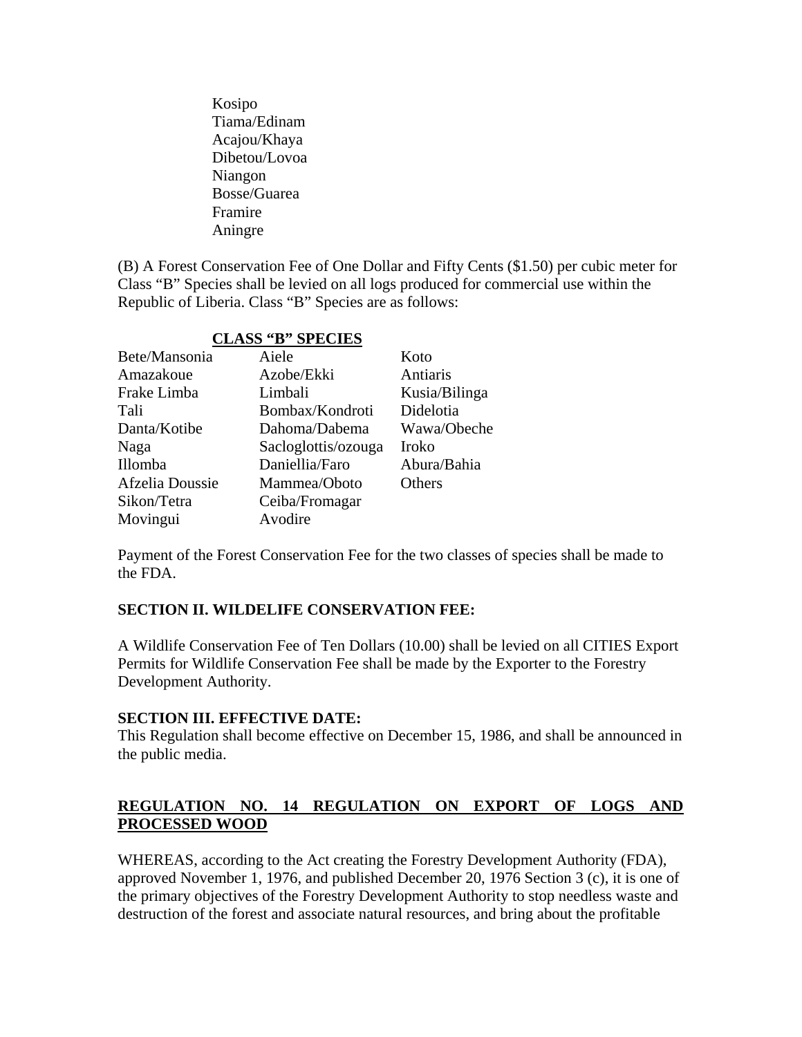Kosipo
Tiama/Edinam
Acajou/Khaya
Dibetou/Lovoa
Niangon
Bosse/Guarea
Framire
Aningre

(B) A Forest Conservation Fee of One Dollar and Fifty Cents ($1.50) per cubic meter for Class "B" Species shall be levied on all logs produced for commercial use within the Republic of Liberia. Class "B" Species are as follows:

**CLASS "B" SPECIES**

| | | |
|---|---|---|
| Bete/Mansonia | Aiele | Koto |
| Amazakoue | Azobe/Ekki | Antiaris |
| Frake Limba | Limbali | Kusia/Bilinga |
| Tali | Bombax/Kondroti | Didelotia |
| Danta/Kotibe | Dahoma/Dabema | Wawa/Obeche |
| Naga | Sacloglottis/ozouga | Iroko |
| Illomba | Daniellia/Faro | Abura/Bahia |
| Afzelia Doussie | Mammea/Oboto | Others |
| Sikon/Tetra | Ceiba/Fromagar | |
| Movingui | Avodire | |

Payment of the Forest Conservation Fee for the two classes of species shall be made to the FDA.

**SECTION II. WILDELIFE CONSERVATION FEE:**

A Wildlife Conservation Fee of Ten Dollars (10.00) shall be levied on all CITIES Export Permits for Wildlife Conservation Fee shall be made by the Exporter to the Forestry Development Authority.

**SECTION III. EFFECTIVE DATE:**
This Regulation shall become effective on December 15, 1986, and shall be announced in the public media.

## REGULATION NO. 14 REGULATION ON EXPORT OF LOGS AND PROCESSED WOOD

WHEREAS, according to the Act creating the Forestry Development Authority (FDA), approved November 1, 1976, and published December 20, 1976 Section 3 (c), it is one of the primary objectives of the Forestry Development Authority to stop needless waste and destruction of the forest and associate natural resources, and bring about the profitable